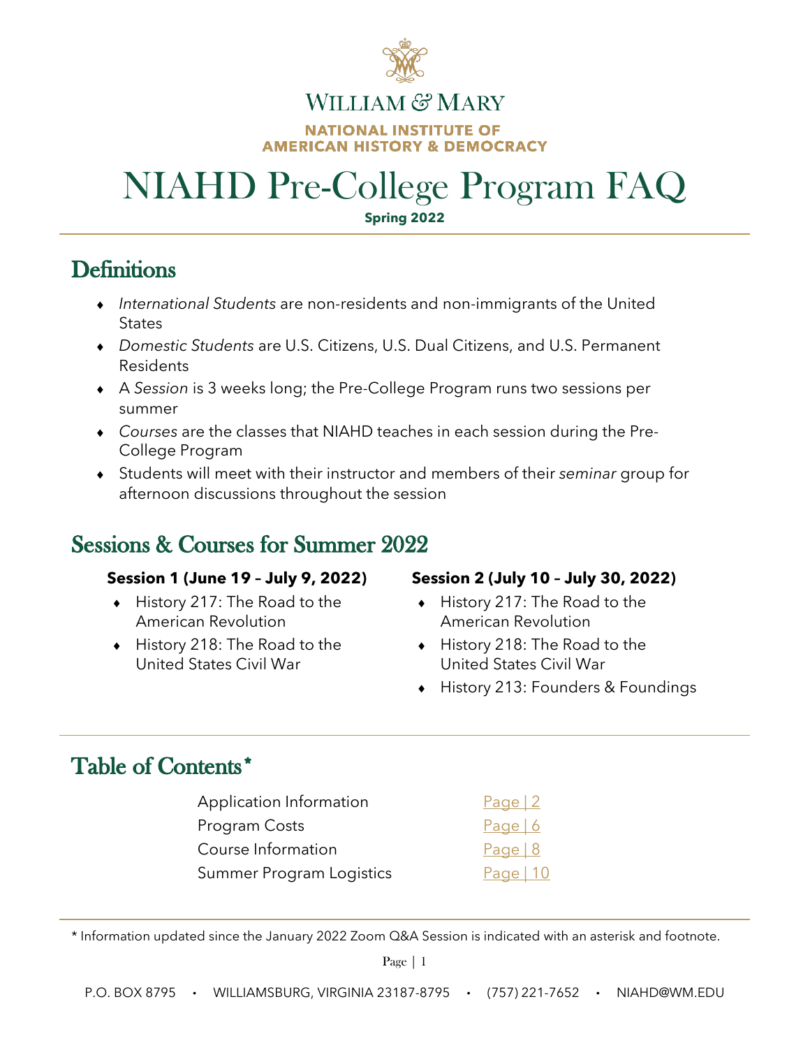William & Mary

**NATIONAL INSTITUTE OF AMERICAN HISTORY & DEMOCRACY**

# NIAHD Pre-College Program FAQ

**Spring 2022**

## Definitions

- *International Students* are non-residents and non-immigrants of the United States
- *Domestic Students* are U.S. Citizens, U.S. Dual Citizens, and U.S. Permanent Residents
- A *Session* is 3 weeks long; the Pre-College Program runs two sessions per summer
- *Courses* are the classes that NIAHD teaches in each session during the Pre-College Program
- Students will meet with their instructor and members of their *seminar* group for afternoon discussions throughout the session

## Sessions & Courses for Summer 2022

**Session 1 (June 19 – July 9, 2022)**

- History 217: The Road to the American Revolution
- History 218: The Road to the United States Civil War

**Session 2 (July 10 – July 30, 2022)**

- History 217: The Road to the American Revolution
- History 218: The Road to the United States Civil War
- History 213: Founders & Foundings

## Table of Contents*

| | |
|---|---|
| Application Information | Page \| 2 |
| Program Costs | Page \| 6 |
| Course Information | Page \| 8 |
| Summer Program Logistics | Page \| 10 |

* Information updated since the January 2022 Zoom Q&A Session is indicated with an asterisk and footnote.

P.O. BOX 8795 • WILLIAMSBURG, VIRGINIA 23187-8795 • (757) 221-7652 • NIAHD@WM.EDU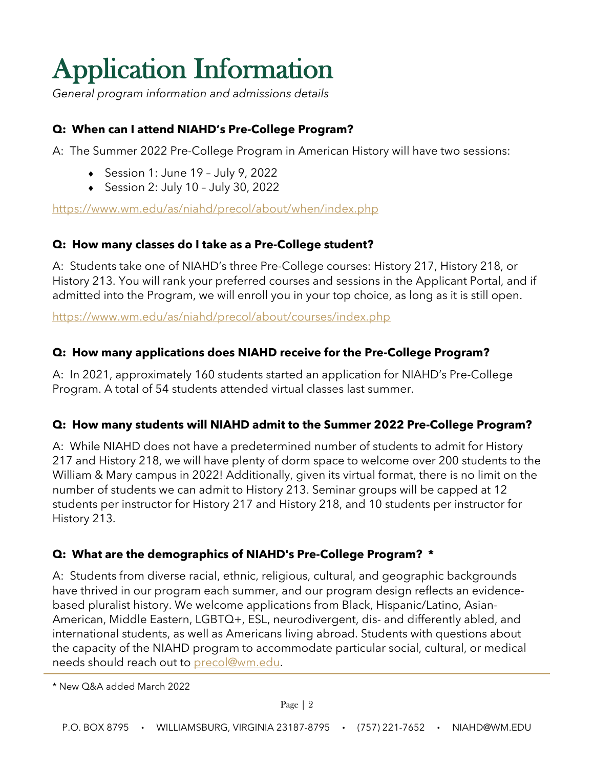# Application Information

*General program information and admissions details*

**Q: When can I attend NIAHD's Pre-College Program?**

A: The Summer 2022 Pre-College Program in American History will have two sessions:

- Session 1: June 19 – July 9, 2022
- Session 2: July 10 – July 30, 2022

https://www.wm.edu/as/niahd/precol/about/when/index.php

**Q: How many classes do I take as a Pre-College student?**

A: Students take one of NIAHD's three Pre-College courses: History 217, History 218, or History 213. You will rank your preferred courses and sessions in the Applicant Portal, and if admitted into the Program, we will enroll you in your top choice, as long as it is still open.

https://www.wm.edu/as/niahd/precol/about/courses/index.php

**Q: How many applications does NIAHD receive for the Pre-College Program?**

A: In 2021, approximately 160 students started an application for NIAHD's Pre-College Program. A total of 54 students attended virtual classes last summer.

**Q: How many students will NIAHD admit to the Summer 2022 Pre-College Program?**

A: While NIAHD does not have a predetermined number of students to admit for History 217 and History 218, we will have plenty of dorm space to welcome over 200 students to the William & Mary campus in 2022! Additionally, given its virtual format, there is no limit on the number of students we can admit to History 213. Seminar groups will be capped at 12 students per instructor for History 217 and History 218, and 10 students per instructor for History 213.

**Q: What are the demographics of NIAHD's Pre-College Program? \***

A: Students from diverse racial, ethnic, religious, cultural, and geographic backgrounds have thrived in our program each summer, and our program design reflects an evidence-based pluralist history. We welcome applications from Black, Hispanic/Latino, Asian-American, Middle Eastern, LGBTQ+, ESL, neurodivergent, dis- and differently abled, and international students, as well as Americans living abroad. Students with questions about the capacity of the NIAHD program to accommodate particular social, cultural, or medical needs should reach out to precol@wm.edu.

---

\* New Q&A added March 2022

P.O. BOX 8795 • WILLIAMSBURG, VIRGINIA 23187-8795 • (757) 221-7652 • NIAHD@WM.EDU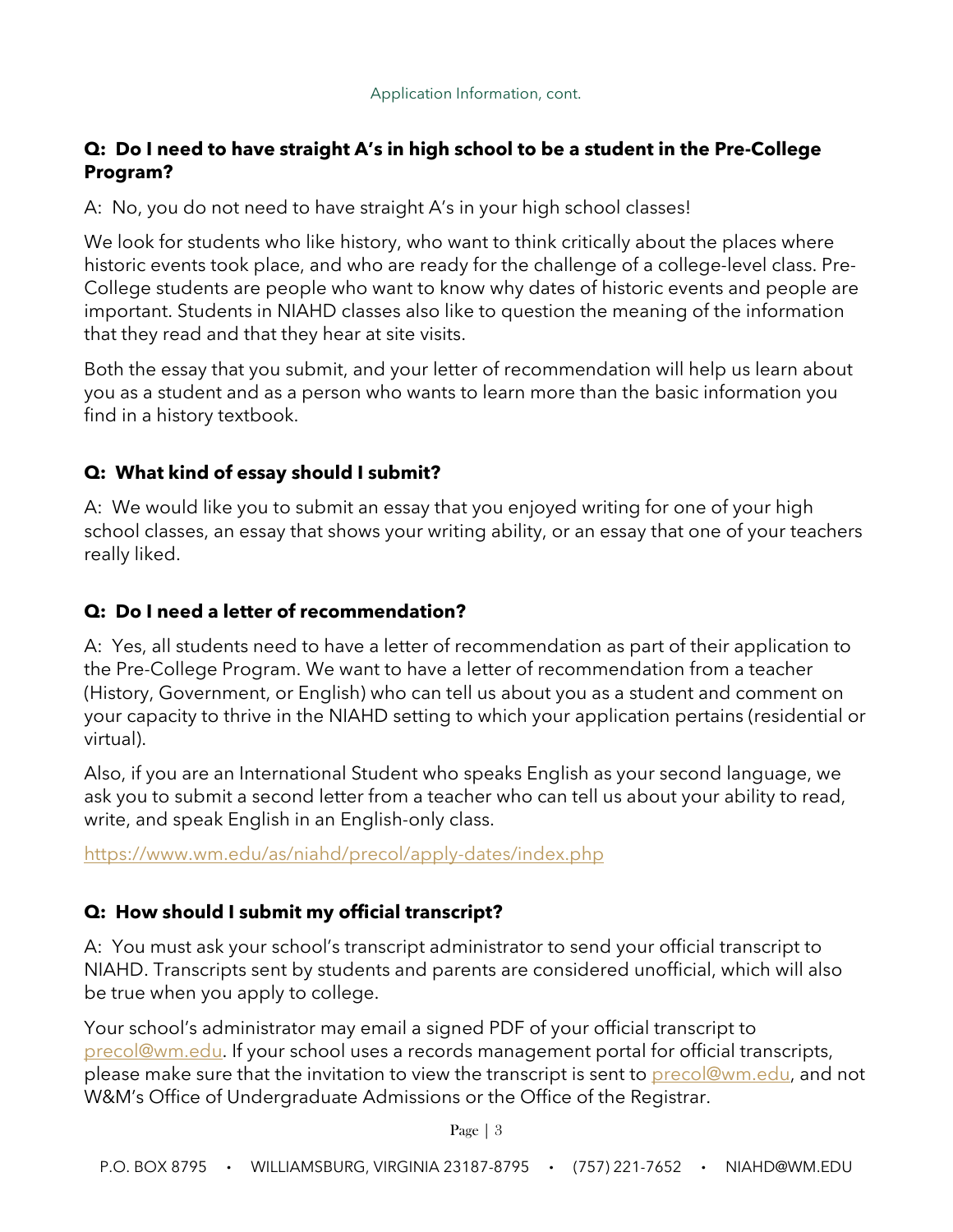Application Information, cont.

**Q: Do I need to have straight A's in high school to be a student in the Pre-College Program?**

A: No, you do not need to have straight A's in your high school classes!

We look for students who like history, who want to think critically about the places where historic events took place, and who are ready for the challenge of a college-level class. Pre-College students are people who want to know why dates of historic events and people are important. Students in NIAHD classes also like to question the meaning of the information that they read and that they hear at site visits.

Both the essay that you submit, and your letter of recommendation will help us learn about you as a student and as a person who wants to learn more than the basic information you find in a history textbook.

**Q: What kind of essay should I submit?**

A: We would like you to submit an essay that you enjoyed writing for one of your high school classes, an essay that shows your writing ability, or an essay that one of your teachers really liked.

**Q: Do I need a letter of recommendation?**

A: Yes, all students need to have a letter of recommendation as part of their application to the Pre-College Program. We want to have a letter of recommendation from a teacher (History, Government, or English) who can tell us about you as a student and comment on your capacity to thrive in the NIAHD setting to which your application pertains (residential or virtual).

Also, if you are an International Student who speaks English as your second language, we ask you to submit a second letter from a teacher who can tell us about your ability to read, write, and speak English in an English-only class.

https://www.wm.edu/as/niahd/precol/apply-dates/index.php

**Q: How should I submit my official transcript?**

A: You must ask your school's transcript administrator to send your official transcript to NIAHD. Transcripts sent by students and parents are considered unofficial, which will also be true when you apply to college.

Your school's administrator may email a signed PDF of your official transcript to precol@wm.edu. If your school uses a records management portal for official transcripts, please make sure that the invitation to view the transcript is sent to precol@wm.edu, and not W&M's Office of Undergraduate Admissions or the Office of the Registrar.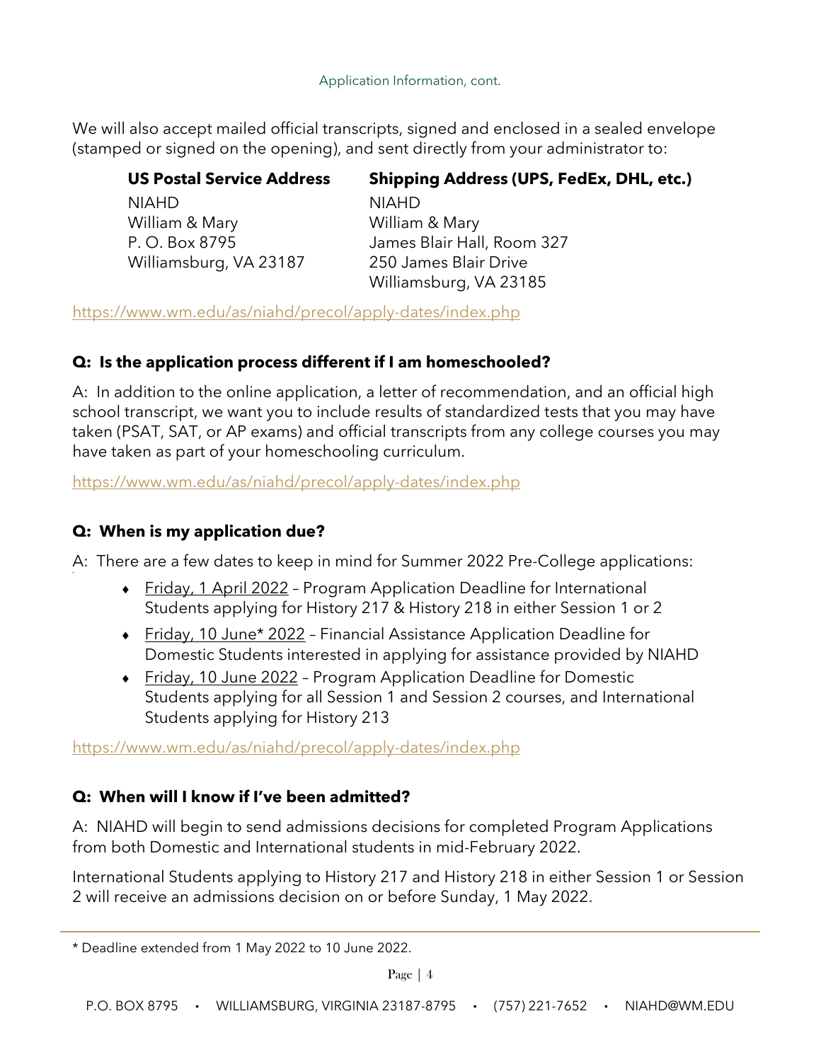We will also accept mailed official transcripts, signed and enclosed in a sealed envelope (stamped or signed on the opening), and sent directly from your administrator to:

**US Postal Service Address**
NIAHD
William & Mary
P. O. Box 8795
Williamsburg, VA 23187

**Shipping Address (UPS, FedEx, DHL, etc.)**
NIAHD
William & Mary
James Blair Hall, Room 327
250 James Blair Drive
Williamsburg, VA 23185

https://www.wm.edu/as/niahd/precol/apply-dates/index.php

**Q: Is the application process different if I am homeschooled?**

A: In addition to the online application, a letter of recommendation, and an official high school transcript, we want you to include results of standardized tests that you may have taken (PSAT, SAT, or AP exams) and official transcripts from any college courses you may have taken as part of your homeschooling curriculum.

https://www.wm.edu/as/niahd/precol/apply-dates/index.php

**Q: When is my application due?**

A: There are a few dates to keep in mind for Summer 2022 Pre-College applications:

- Friday, 1 April 2022 – Program Application Deadline for International Students applying for History 217 & History 218 in either Session 1 or 2
- Friday, 10 June* 2022 – Financial Assistance Application Deadline for Domestic Students interested in applying for assistance provided by NIAHD
- Friday, 10 June 2022 – Program Application Deadline for Domestic Students applying for all Session 1 and Session 2 courses, and International Students applying for History 213

https://www.wm.edu/as/niahd/precol/apply-dates/index.php

**Q: When will I know if I've been admitted?**

A: NIAHD will begin to send admissions decisions for completed Program Applications from both Domestic and International students in mid-February 2022.

International Students applying to History 217 and History 218 in either Session 1 or Session 2 will receive an admissions decision on or before Sunday, 1 May 2022.

* Deadline extended from 1 May 2022 to 10 June 2022.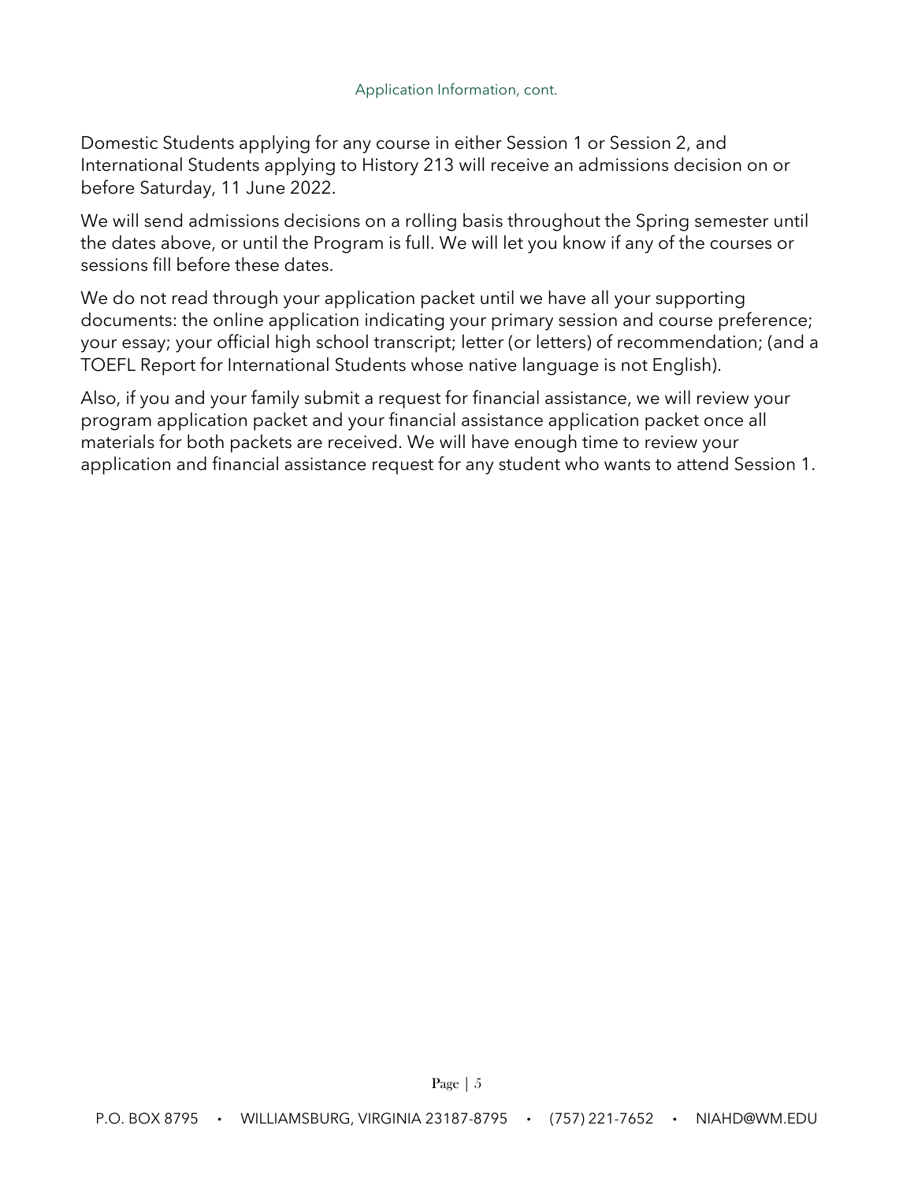Application Information, cont.

Domestic Students applying for any course in either Session 1 or Session 2, and International Students applying to History 213 will receive an admissions decision on or before Saturday, 11 June 2022.

We will send admissions decisions on a rolling basis throughout the Spring semester until the dates above, or until the Program is full. We will let you know if any of the courses or sessions fill before these dates.

We do not read through your application packet until we have all your supporting documents: the online application indicating your primary session and course preference; your essay; your official high school transcript; letter (or letters) of recommendation; (and a TOEFL Report for International Students whose native language is not English).

Also, if you and your family submit a request for financial assistance, we will review your program application packet and your financial assistance application packet once all materials for both packets are received. We will have enough time to review your application and financial assistance request for any student who wants to attend Session 1.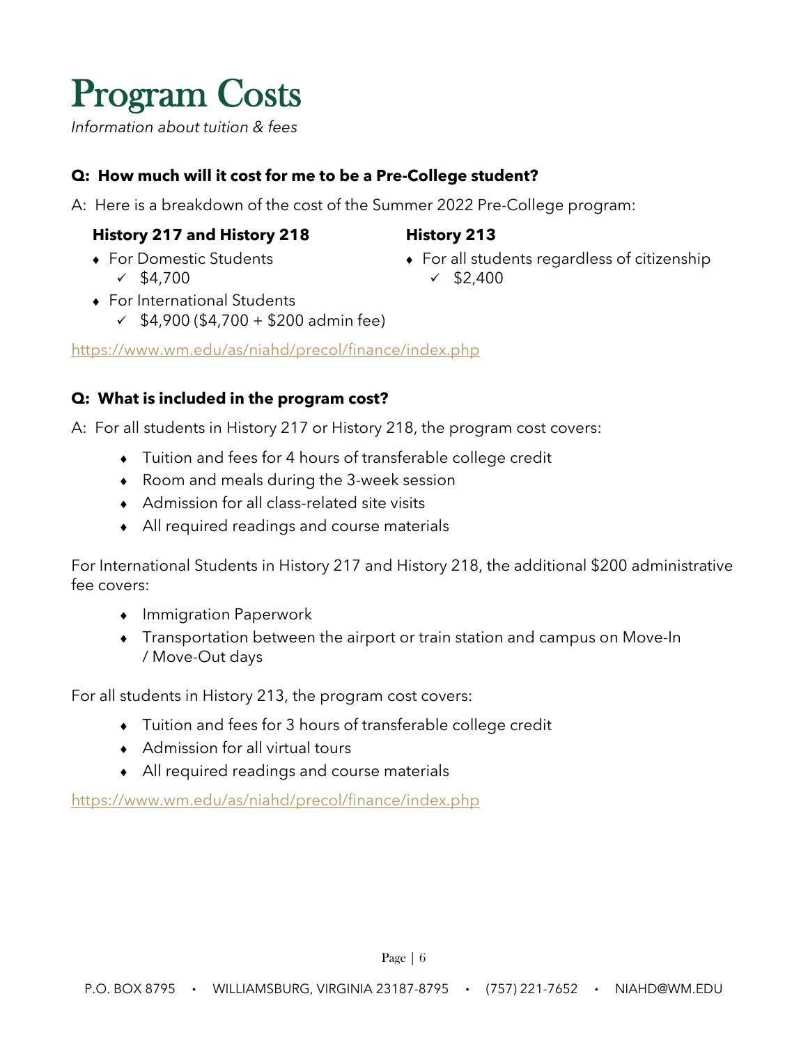# Program Costs

*Information about tuition & fees*

**Q: How much will it cost for me to be a Pre-College student?**

A: Here is a breakdown of the cost of the Summer 2022 Pre-College program:

**History 217 and History 218**

- For Domestic Students
  - ✓ $4,700
- For International Students
  - ✓ $4,900 ($4,700 + $200 admin fee)

**History 213**

- For all students regardless of citizenship
  - ✓ $2,400

https://www.wm.edu/as/niahd/precol/finance/index.php

**Q: What is included in the program cost?**

A: For all students in History 217 or History 218, the program cost covers:

- Tuition and fees for 4 hours of transferable college credit
- Room and meals during the 3-week session
- Admission for all class-related site visits
- All required readings and course materials

For International Students in History 217 and History 218, the additional $200 administrative fee covers:

- Immigration Paperwork
- Transportation between the airport or train station and campus on Move-In / Move-Out days

For all students in History 213, the program cost covers:

- Tuition and fees for 3 hours of transferable college credit
- Admission for all virtual tours
- All required readings and course materials

https://www.wm.edu/as/niahd/precol/finance/index.php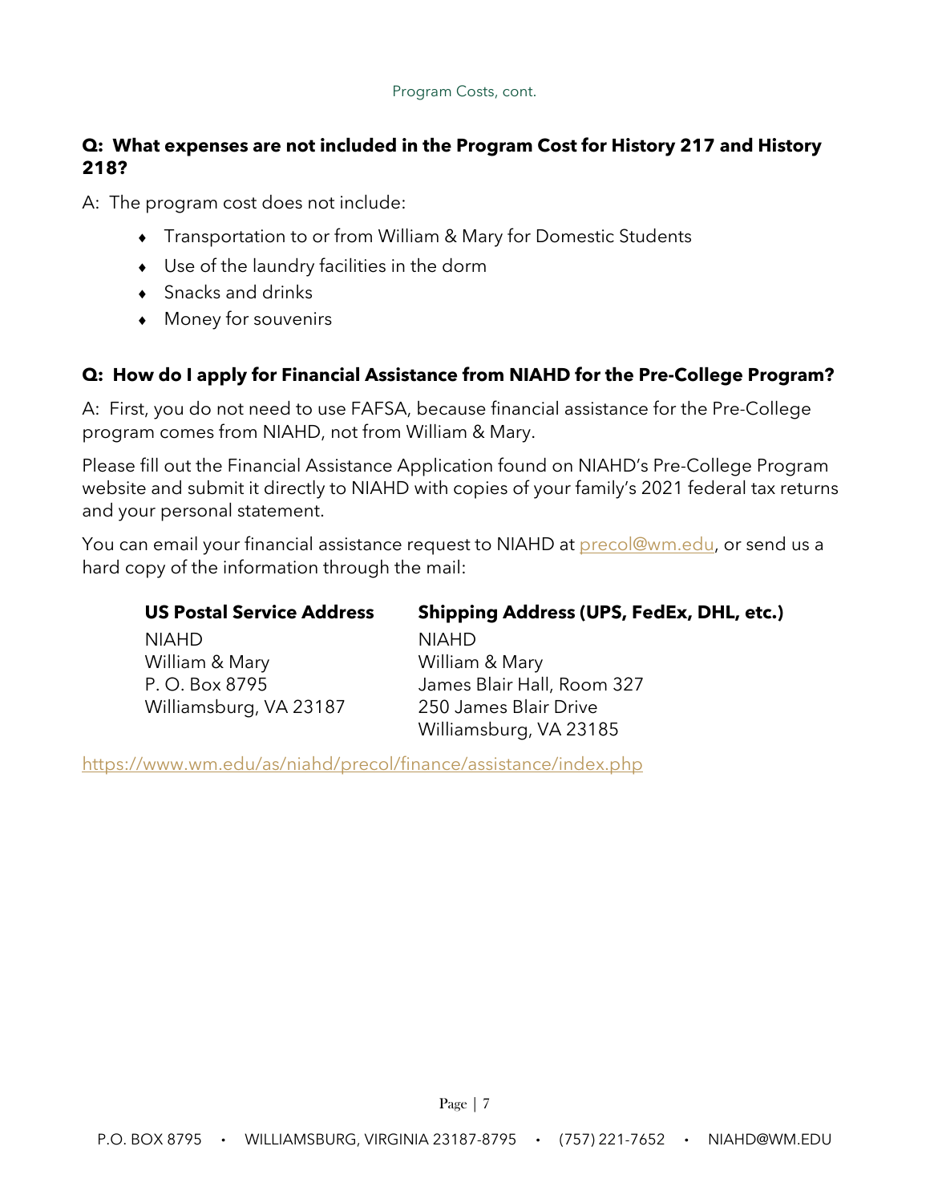Program Costs, cont.

**Q: What expenses are not included in the Program Cost for History 217 and History 218?**

A: The program cost does not include:

- Transportation to or from William & Mary for Domestic Students
- Use of the laundry facilities in the dorm
- Snacks and drinks
- Money for souvenirs

**Q: How do I apply for Financial Assistance from NIAHD for the Pre-College Program?**

A: First, you do not need to use FAFSA, because financial assistance for the Pre-College program comes from NIAHD, not from William & Mary.

Please fill out the Financial Assistance Application found on NIAHD's Pre-College Program website and submit it directly to NIAHD with copies of your family's 2021 federal tax returns and your personal statement.

You can email your financial assistance request to NIAHD at precol@wm.edu, or send us a hard copy of the information through the mail:

**US Postal Service Address**
NIAHD
William & Mary
P. O. Box 8795
Williamsburg, VA 23187

**Shipping Address (UPS, FedEx, DHL, etc.)**
NIAHD
William & Mary
James Blair Hall, Room 327
250 James Blair Drive
Williamsburg, VA 23185

https://www.wm.edu/as/niahd/precol/finance/assistance/index.php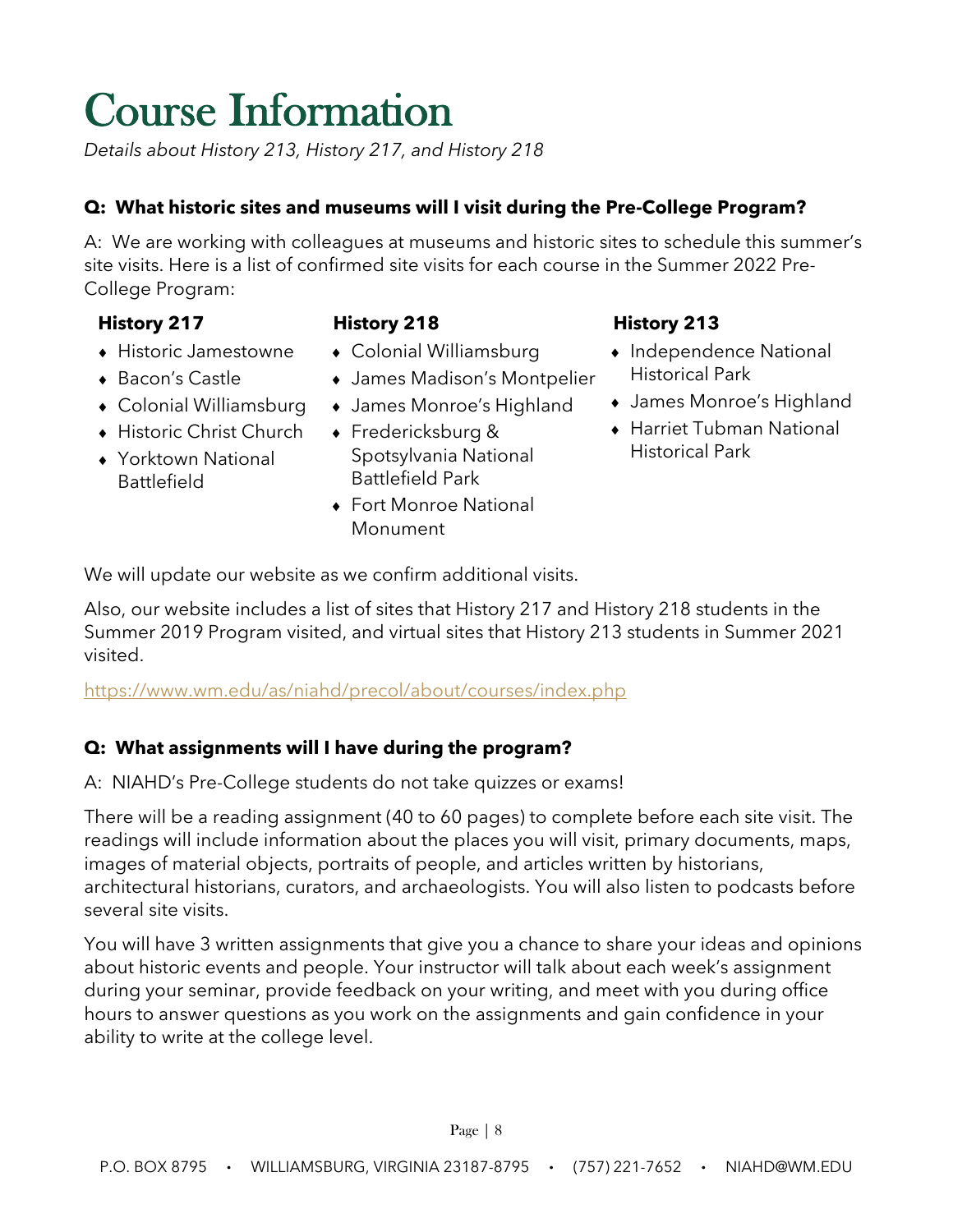# Course Information

*Details about History 213, History 217, and History 218*

**Q: What historic sites and museums will I visit during the Pre-College Program?**

A: We are working with colleagues at museums and historic sites to schedule this summer's site visits. Here is a list of confirmed site visits for each course in the Summer 2022 Pre-College Program:

**History 217**

- Historic Jamestowne
- Bacon's Castle
- Colonial Williamsburg
- Historic Christ Church
- Yorktown National Battlefield

**History 218**

- Colonial Williamsburg
- James Madison's Montpelier
- James Monroe's Highland
- Fredericksburg & Spotsylvania National Battlefield Park
- Fort Monroe National Monument

**History 213**

- Independence National Historical Park
- James Monroe's Highland
- Harriet Tubman National Historical Park

We will update our website as we confirm additional visits.

Also, our website includes a list of sites that History 217 and History 218 students in the Summer 2019 Program visited, and virtual sites that History 213 students in Summer 2021 visited.

https://www.wm.edu/as/niahd/precol/about/courses/index.php

**Q: What assignments will I have during the program?**

A: NIAHD's Pre-College students do not take quizzes or exams!

There will be a reading assignment (40 to 60 pages) to complete before each site visit. The readings will include information about the places you will visit, primary documents, maps, images of material objects, portraits of people, and articles written by historians, architectural historians, curators, and archaeologists. You will also listen to podcasts before several site visits.

You will have 3 written assignments that give you a chance to share your ideas and opinions about historic events and people. Your instructor will talk about each week's assignment during your seminar, provide feedback on your writing, and meet with you during office hours to answer questions as you work on the assignments and gain confidence in your ability to write at the college level.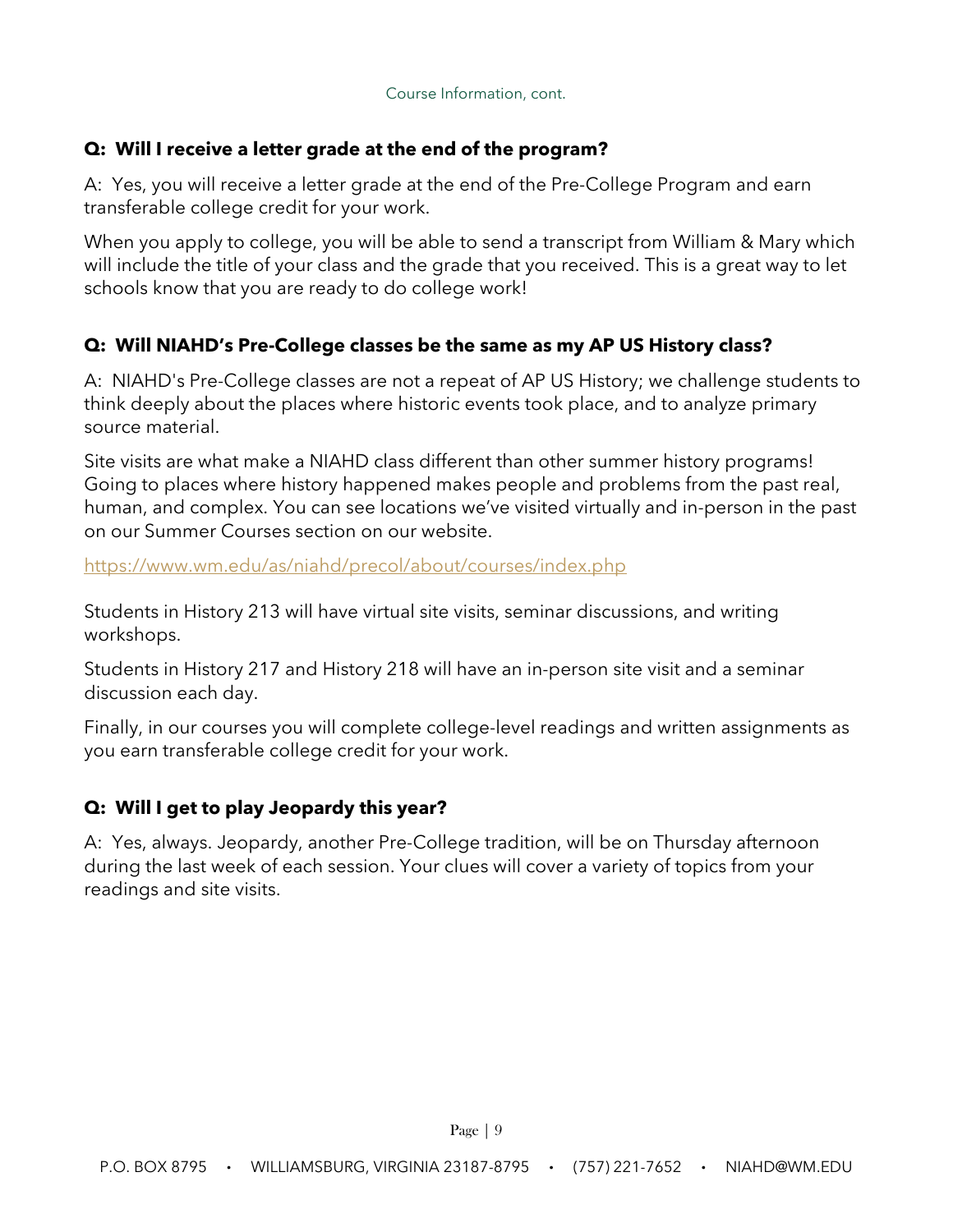Course Information, cont.

**Q: Will I receive a letter grade at the end of the program?**

A: Yes, you will receive a letter grade at the end of the Pre-College Program and earn transferable college credit for your work.

When you apply to college, you will be able to send a transcript from William & Mary which will include the title of your class and the grade that you received. This is a great way to let schools know that you are ready to do college work!

**Q: Will NIAHD's Pre-College classes be the same as my AP US History class?**

A: NIAHD's Pre-College classes are not a repeat of AP US History; we challenge students to think deeply about the places where historic events took place, and to analyze primary source material.

Site visits are what make a NIAHD class different than other summer history programs! Going to places where history happened makes people and problems from the past real, human, and complex. You can see locations we've visited virtually and in-person in the past on our Summer Courses section on our website.

https://www.wm.edu/as/niahd/precol/about/courses/index.php

Students in History 213 will have virtual site visits, seminar discussions, and writing workshops.

Students in History 217 and History 218 will have an in-person site visit and a seminar discussion each day.

Finally, in our courses you will complete college-level readings and written assignments as you earn transferable college credit for your work.

**Q: Will I get to play Jeopardy this year?**

A: Yes, always. Jeopardy, another Pre-College tradition, will be on Thursday afternoon during the last week of each session. Your clues will cover a variety of topics from your readings and site visits.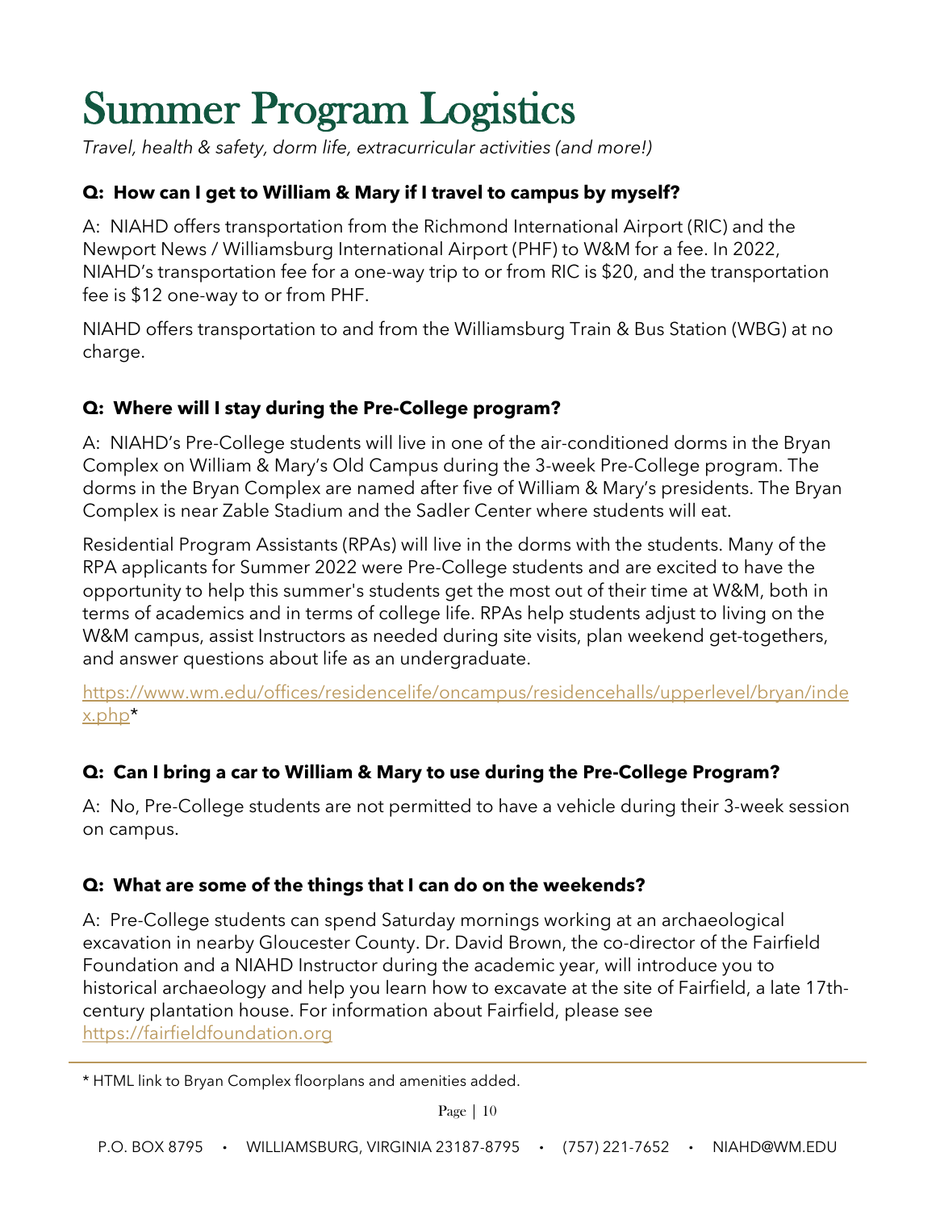# Summer Program Logistics

*Travel, health & safety, dorm life, extracurricular activities (and more!)*

**Q: How can I get to William & Mary if I travel to campus by myself?**

A: NIAHD offers transportation from the Richmond International Airport (RIC) and the Newport News / Williamsburg International Airport (PHF) to W&M for a fee. In 2022, NIAHD's transportation fee for a one-way trip to or from RIC is $20, and the transportation fee is $12 one-way to or from PHF.

NIAHD offers transportation to and from the Williamsburg Train & Bus Station (WBG) at no charge.

**Q: Where will I stay during the Pre-College program?**

A: NIAHD's Pre-College students will live in one of the air-conditioned dorms in the Bryan Complex on William & Mary's Old Campus during the 3-week Pre-College program. The dorms in the Bryan Complex are named after five of William & Mary's presidents. The Bryan Complex is near Zable Stadium and the Sadler Center where students will eat.

Residential Program Assistants (RPAs) will live in the dorms with the students. Many of the RPA applicants for Summer 2022 were Pre-College students and are excited to have the opportunity to help this summer's students get the most out of their time at W&M, both in terms of academics and in terms of college life. RPAs help students adjust to living on the W&M campus, assist Instructors as needed during site visits, plan weekend get-togethers, and answer questions about life as an undergraduate.

https://www.wm.edu/offices/residencelife/oncampus/residencehalls/upperlevel/bryan/index.php*

**Q: Can I bring a car to William & Mary to use during the Pre-College Program?**

A: No, Pre-College students are not permitted to have a vehicle during their 3-week session on campus.

**Q: What are some of the things that I can do on the weekends?**

A: Pre-College students can spend Saturday mornings working at an archaeological excavation in nearby Gloucester County. Dr. David Brown, the co-director of the Fairfield Foundation and a NIAHD Instructor during the academic year, will introduce you to historical archaeology and help you learn how to excavate at the site of Fairfield, a late 17th-century plantation house. For information about Fairfield, please see https://fairfieldfoundation.org

---

* HTML link to Bryan Complex floorplans and amenities added.

P.O. BOX 8795 • WILLIAMSBURG, VIRGINIA 23187-8795 • (757) 221-7652 • NIAHD@WM.EDU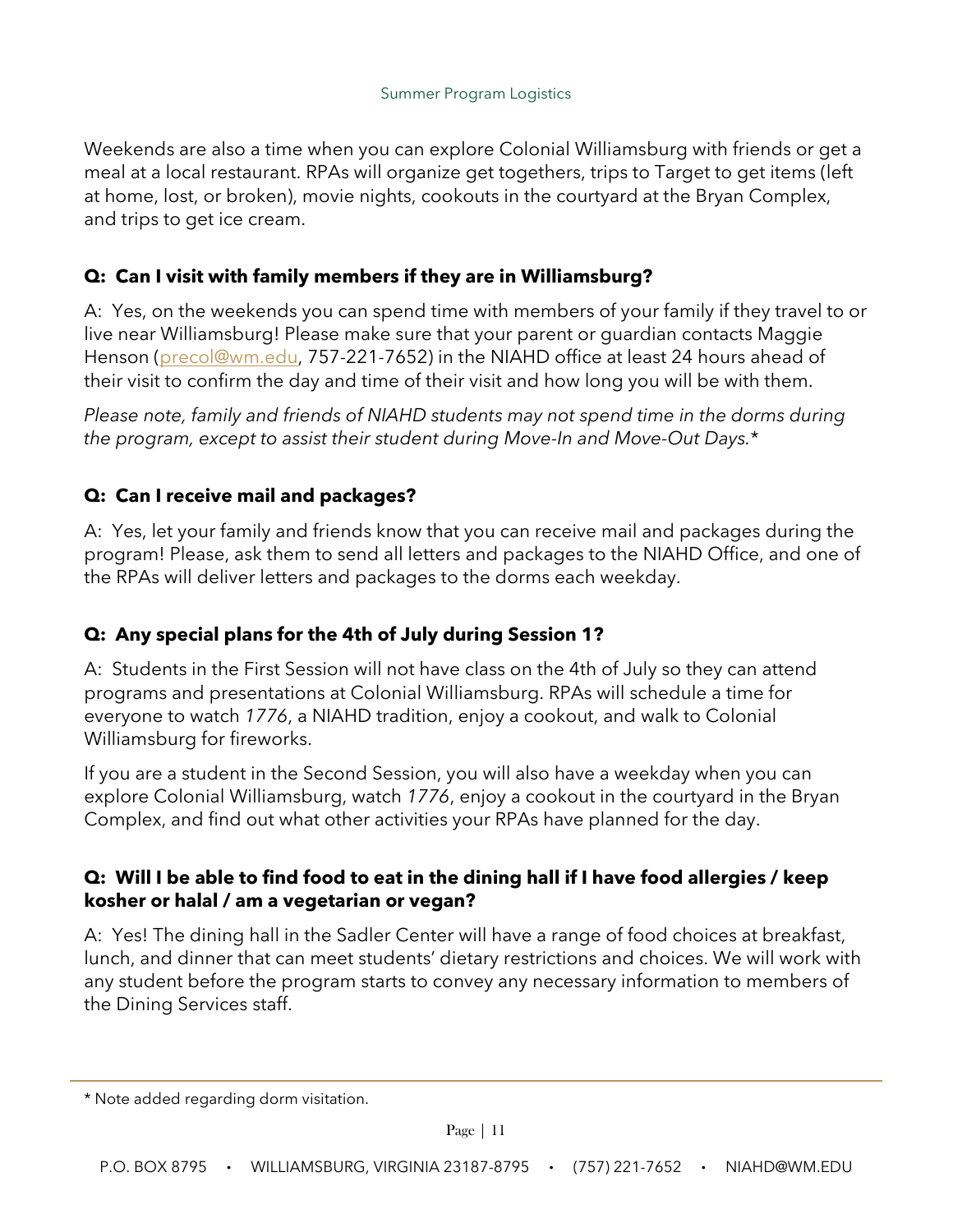Weekends are also a time when you can explore Colonial Williamsburg with friends or get a meal at a local restaurant. RPAs will organize get togethers, trips to Target to get items (left at home, lost, or broken), movie nights, cookouts in the courtyard at the Bryan Complex, and trips to get ice cream.

**Q: Can I visit with family members if they are in Williamsburg?**

A: Yes, on the weekends you can spend time with members of your family if they travel to or live near Williamsburg! Please make sure that your parent or guardian contacts Maggie Henson (precol@wm.edu, 757-221-7652) in the NIAHD office at least 24 hours ahead of their visit to confirm the day and time of their visit and how long you will be with them.

*Please note, family and friends of NIAHD students may not spend time in the dorms during the program, except to assist their student during Move-In and Move-Out Days.**

**Q: Can I receive mail and packages?**

A: Yes, let your family and friends know that you can receive mail and packages during the program! Please, ask them to send all letters and packages to the NIAHD Office, and one of the RPAs will deliver letters and packages to the dorms each weekday.

**Q: Any special plans for the 4th of July during Session 1?**

A: Students in the First Session will not have class on the 4th of July so they can attend programs and presentations at Colonial Williamsburg. RPAs will schedule a time for everyone to watch *1776*, a NIAHD tradition, enjoy a cookout, and walk to Colonial Williamsburg for fireworks.

If you are a student in the Second Session, you will also have a weekday when you can explore Colonial Williamsburg, watch *1776*, enjoy a cookout in the courtyard in the Bryan Complex, and find out what other activities your RPAs have planned for the day.

**Q: Will I be able to find food to eat in the dining hall if I have food allergies / keep kosher or halal / am a vegetarian or vegan?**

A: Yes! The dining hall in the Sadler Center will have a range of food choices at breakfast, lunch, and dinner that can meet students' dietary restrictions and choices. We will work with any student before the program starts to convey any necessary information to members of the Dining Services staff.

---

* Note added regarding dorm visitation.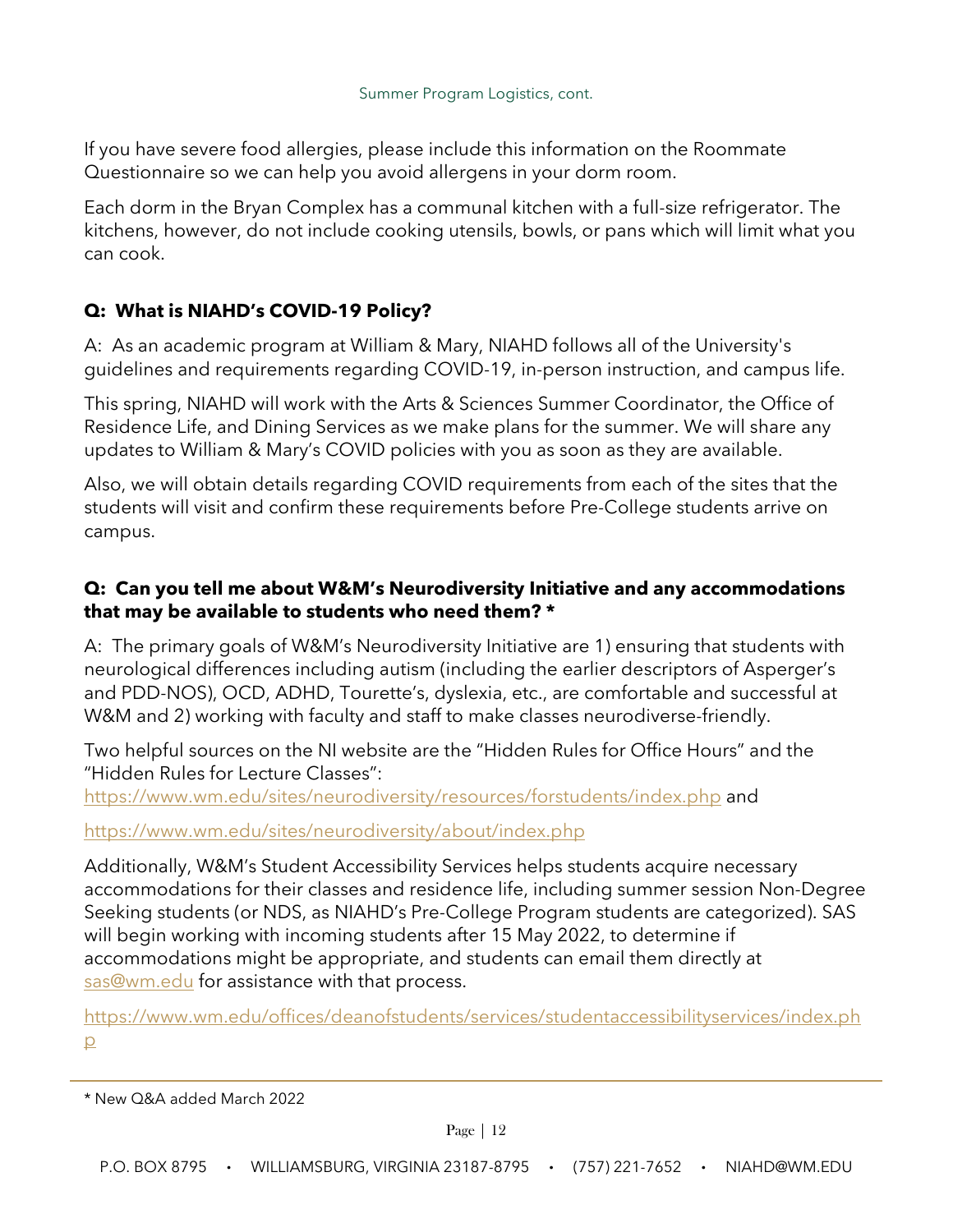If you have severe food allergies, please include this information on the Roommate Questionnaire so we can help you avoid allergens in your dorm room.

Each dorm in the Bryan Complex has a communal kitchen with a full-size refrigerator. The kitchens, however, do not include cooking utensils, bowls, or pans which will limit what you can cook.

**Q: What is NIAHD's COVID-19 Policy?**

A: As an academic program at William & Mary, NIAHD follows all of the University's guidelines and requirements regarding COVID-19, in-person instruction, and campus life.

This spring, NIAHD will work with the Arts & Sciences Summer Coordinator, the Office of Residence Life, and Dining Services as we make plans for the summer. We will share any updates to William & Mary's COVID policies with you as soon as they are available.

Also, we will obtain details regarding COVID requirements from each of the sites that the students will visit and confirm these requirements before Pre-College students arrive on campus.

**Q: Can you tell me about W&M's Neurodiversity Initiative and any accommodations that may be available to students who need them? ***

A: The primary goals of W&M's Neurodiversity Initiative are 1) ensuring that students with neurological differences including autism (including the earlier descriptors of Asperger's and PDD-NOS), OCD, ADHD, Tourette's, dyslexia, etc., are comfortable and successful at W&M and 2) working with faculty and staff to make classes neurodiverse-friendly.

Two helpful sources on the NI website are the "Hidden Rules for Office Hours" and the "Hidden Rules for Lecture Classes":
https://www.wm.edu/sites/neurodiversity/resources/forstudents/index.php and

https://www.wm.edu/sites/neurodiversity/about/index.php

Additionally, W&M's Student Accessibility Services helps students acquire necessary accommodations for their classes and residence life, including summer session Non-Degree Seeking students (or NDS, as NIAHD's Pre-College Program students are categorized). SAS will begin working with incoming students after 15 May 2022, to determine if accommodations might be appropriate, and students can email them directly at sas@wm.edu for assistance with that process.

https://www.wm.edu/offices/deanofstudents/services/studentaccessibilityservices/index.php

---

* New Q&A added March 2022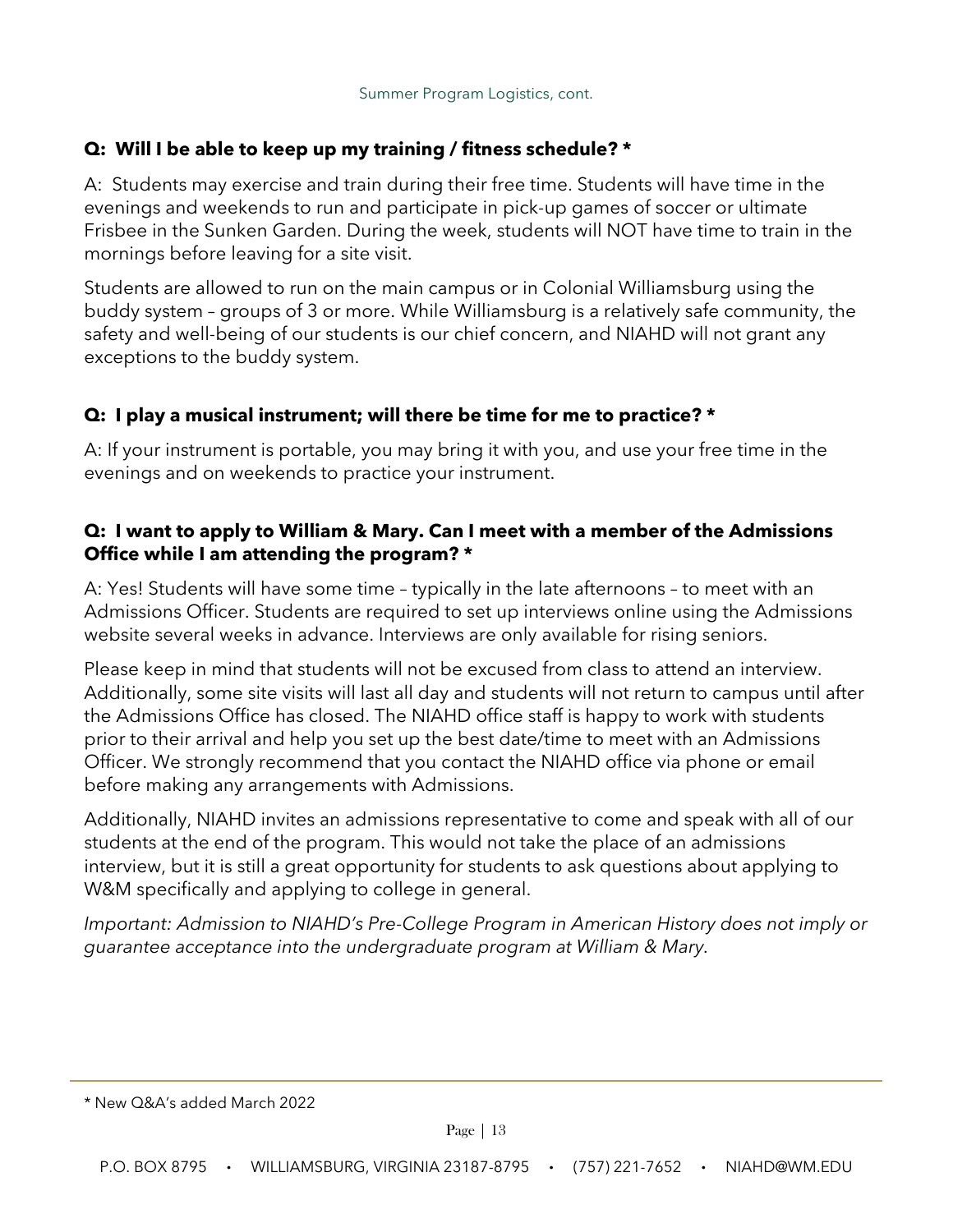### Q: Will I be able to keep up my training / fitness schedule? *

A: Students may exercise and train during their free time. Students will have time in the evenings and weekends to run and participate in pick-up games of soccer or ultimate Frisbee in the Sunken Garden. During the week, students will NOT have time to train in the mornings before leaving for a site visit.

Students are allowed to run on the main campus or in Colonial Williamsburg using the buddy system – groups of 3 or more. While Williamsburg is a relatively safe community, the safety and well-being of our students is our chief concern, and NIAHD will not grant any exceptions to the buddy system.

### Q: I play a musical instrument; will there be time for me to practice? *

A: If your instrument is portable, you may bring it with you, and use your free time in the evenings and on weekends to practice your instrument.

### Q: I want to apply to William & Mary. Can I meet with a member of the Admissions Office while I am attending the program? *

A: Yes! Students will have some time – typically in the late afternoons – to meet with an Admissions Officer. Students are required to set up interviews online using the Admissions website several weeks in advance. Interviews are only available for rising seniors.

Please keep in mind that students will not be excused from class to attend an interview. Additionally, some site visits will last all day and students will not return to campus until after the Admissions Office has closed. The NIAHD office staff is happy to work with students prior to their arrival and help you set up the best date/time to meet with an Admissions Officer. We strongly recommend that you contact the NIAHD office via phone or email before making any arrangements with Admissions.

Additionally, NIAHD invites an admissions representative to come and speak with all of our students at the end of the program. This would not take the place of an admissions interview, but it is still a great opportunity for students to ask questions about applying to W&M specifically and applying to college in general.

*Important: Admission to NIAHD's Pre-College Program in American History does not imply or guarantee acceptance into the undergraduate program at William & Mary.*

---

* New Q&A's added March 2022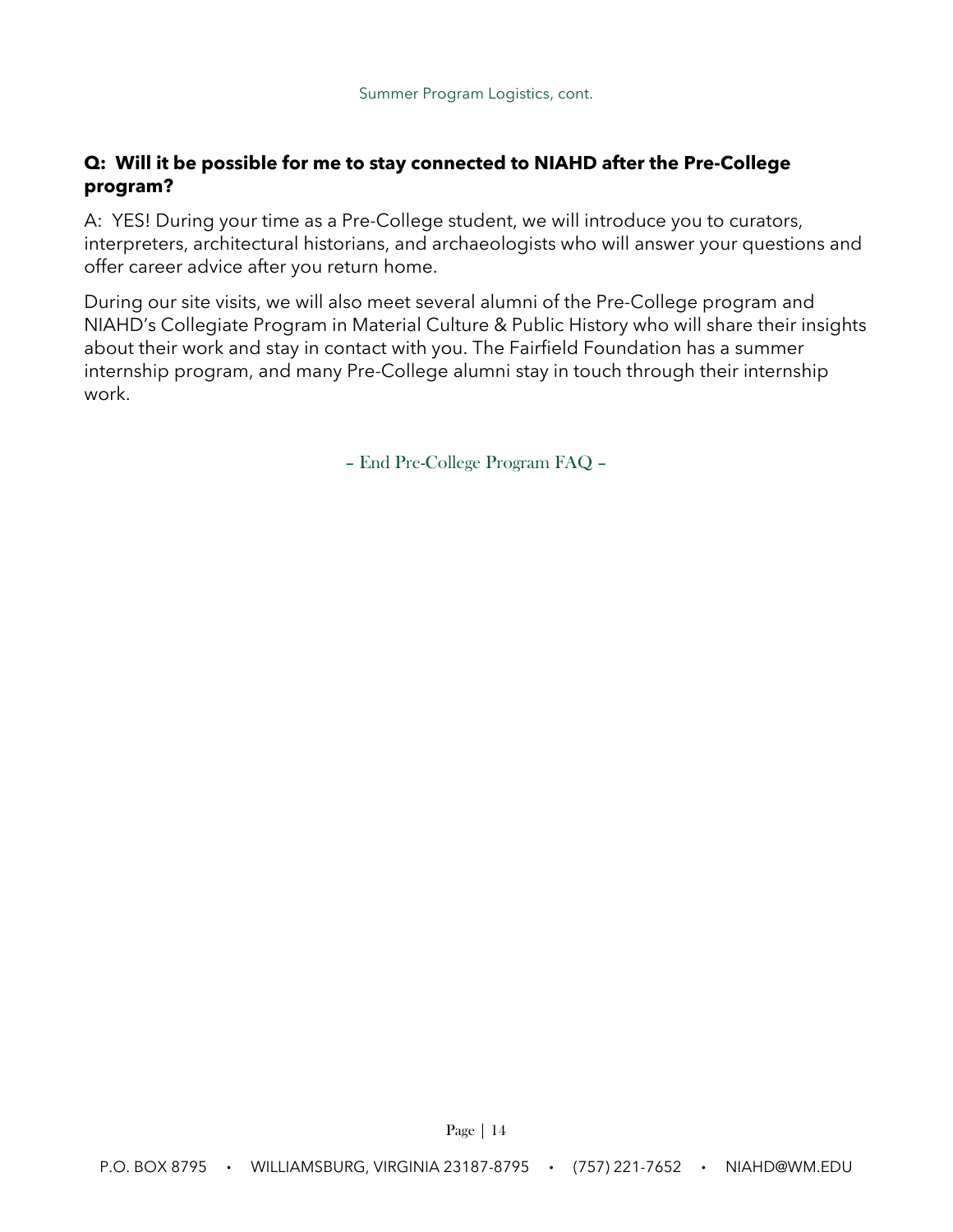**Q: Will it be possible for me to stay connected to NIAHD after the Pre-College program?**

A: YES! During your time as a Pre-College student, we will introduce you to curators, interpreters, architectural historians, and archaeologists who will answer your questions and offer career advice after you return home.

During our site visits, we will also meet several alumni of the Pre-College program and NIAHD's Collegiate Program in Material Culture & Public History who will share their insights about their work and stay in contact with you. The Fairfield Foundation has a summer internship program, and many Pre-College alumni stay in touch through their internship work.

– End Pre-College Program FAQ –